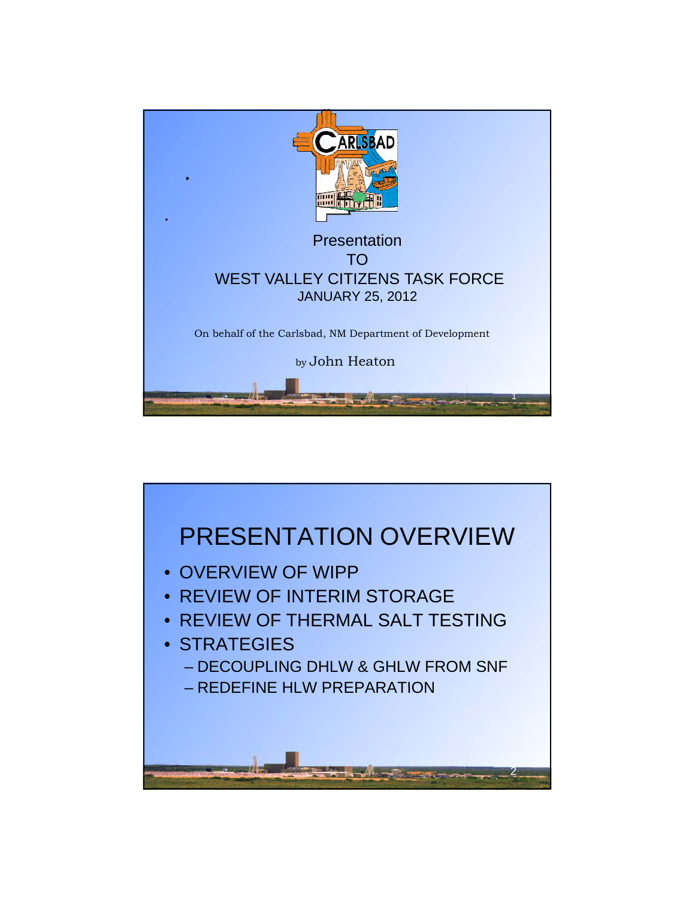Presentation

TO

WEST VALLEY CITIZENS TASK FORCE

JANUARY 25, 2012

On behalf of the Carlsbad, NM Department of Development

by John Heaton

# PRESENTATION OVERVIEW

- OVERVIEW OF WIPP
- REVIEW OF INTERIM STORAGE
- REVIEW OF THERMAL SALT TESTING
- STRATEGIES
  - DECOUPLING DHLW & GHLW FROM SNF
  - REDEFINE HLW PREPARATION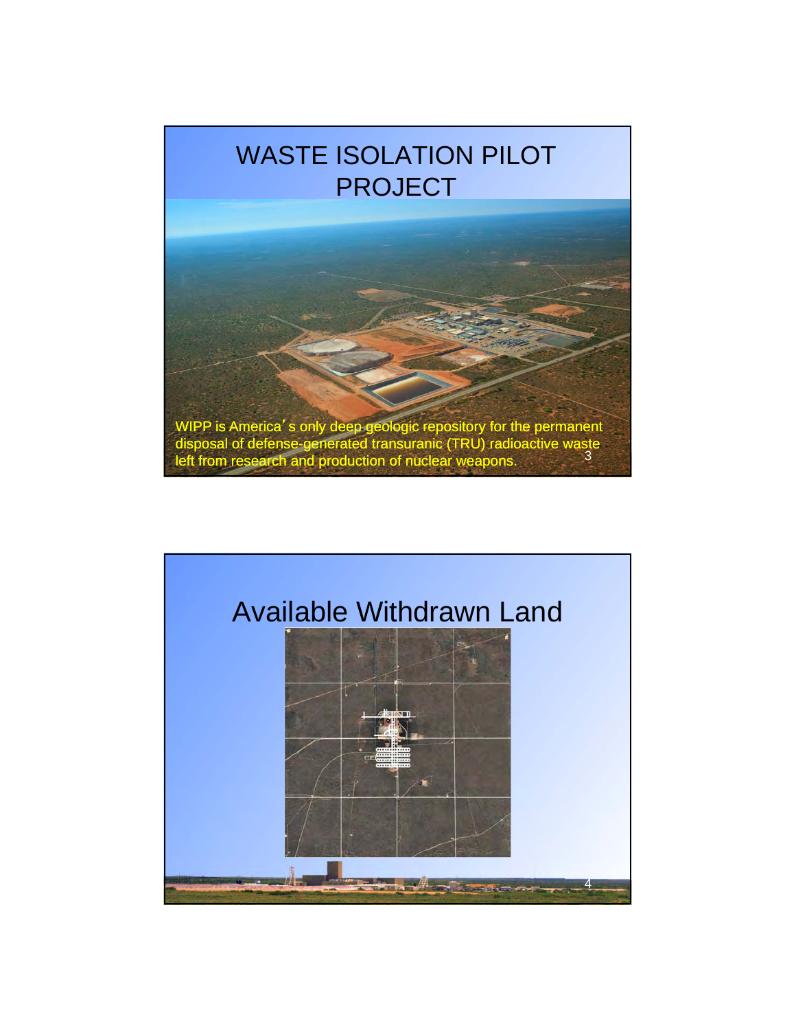# WASTE ISOLATION PILOT PROJECT

WIPP is America's only deep geologic repository for the permanent disposal of defense-generated transuranic (TRU) radioactive waste left from research and production of nuclear weapons.

# Available Withdrawn Land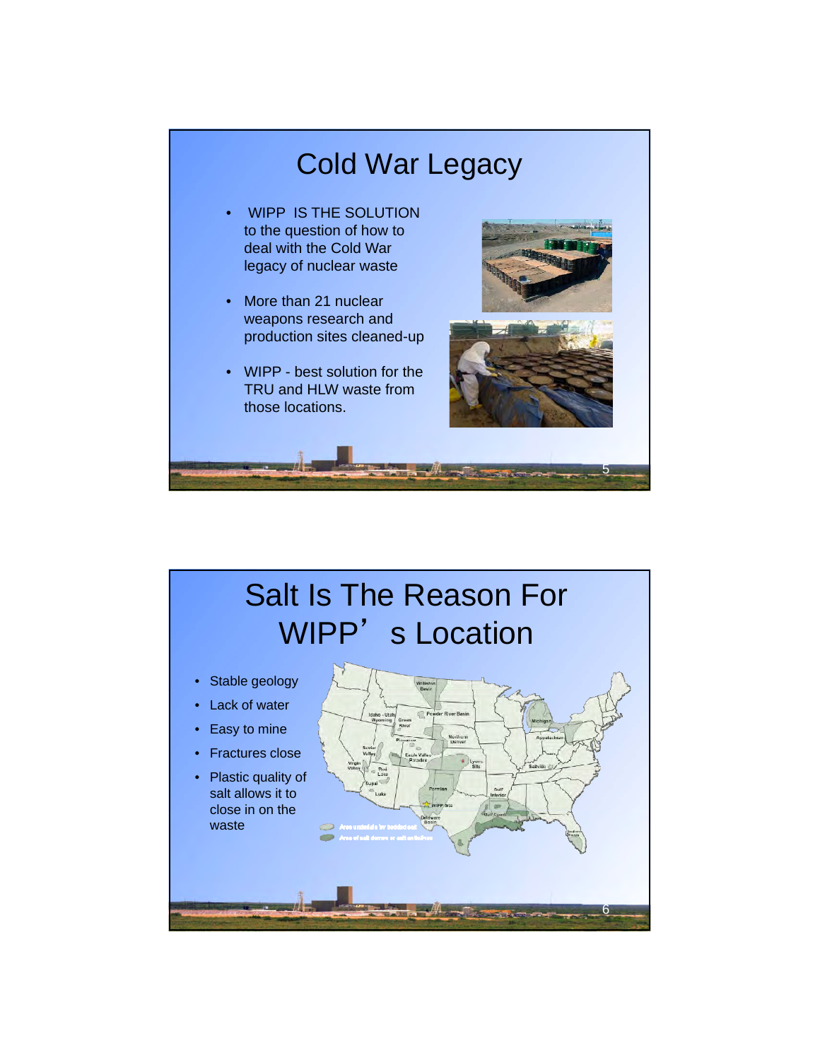# Cold War Legacy

- WIPP IS THE SOLUTION to the question of how to deal with the Cold War legacy of nuclear waste
- More than 21 nuclear weapons research and production sites cleaned-up
- WIPP - best solution for the TRU and HLW waste from those locations.

# Salt Is The Reason For WIPP's Location

- Stable geology
- Lack of water
- Easy to mine
- Fractures close
- Plastic quality of salt allows it to close in on the waste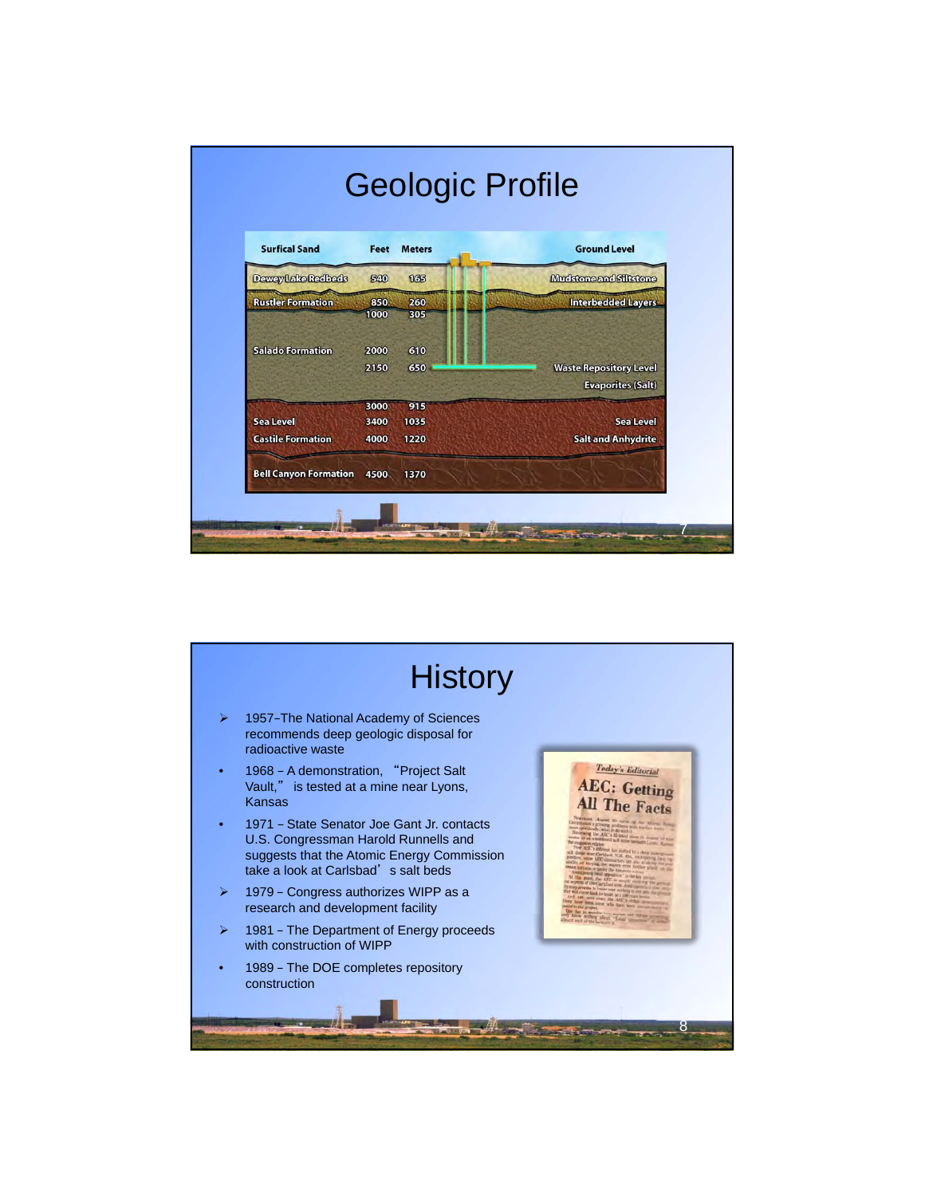# Geologic Profile

| | Feet | Meters | |
|---|---|---|---|
| Surfical Sand | | | Ground Level |
| Dewey Lake Redbeds | 540 | 165 | Mudstone and Siltstone |
| Rustler Formation | 850 | 260 | Interbedded Layers |
| | 1000 | 305 | |
| Salado Formation | 2000 | 610 | |
| | 2150 | 650 | Waste Repository Level |
| | | | Evaporites (Salt) |
| | 3000 | 915 | |
| Sea Level | 3400 | 1035 | Sea Level |
| Castile Formation | 4000 | 1220 | Salt and Anhydrite |
| Bell Canyon Formation | 4500 | 1370 | |

# History

- 1957–The National Academy of Sciences recommends deep geologic disposal for radioactive waste
- 1968 – A demonstration, "Project Salt Vault," is tested at a mine near Lyons, Kansas
- 1971 – State Senator Joe Gant Jr. contacts U.S. Congressman Harold Runnells and suggests that the Atomic Energy Commission take a look at Carlsbad's salt beds
- 1979 – Congress authorizes WIPP as a research and development facility
- 1981 – The Department of Energy proceeds with construction of WIPP
- 1989 – The DOE completes repository construction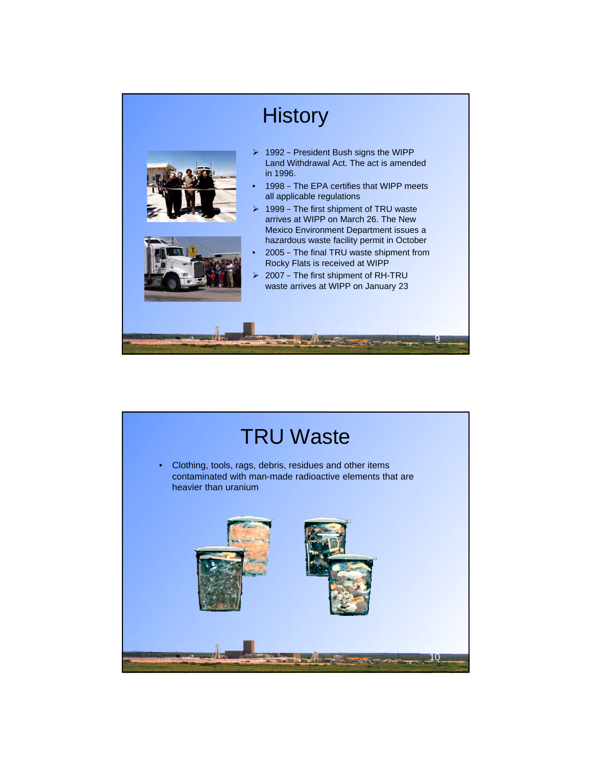# History

- 1992 – President Bush signs the WIPP Land Withdrawal Act. The act is amended in 1996.
- 1998 – The EPA certifies that WIPP meets all applicable regulations
- 1999 – The first shipment of TRU waste arrives at WIPP on March 26. The New Mexico Environment Department issues a hazardous waste facility permit in October
- 2005 – The final TRU waste shipment from Rocky Flats is received at WIPP
- 2007 – The first shipment of RH-TRU waste arrives at WIPP on January 23

# TRU Waste

- Clothing, tools, rags, debris, residues and other items contaminated with man-made radioactive elements that are heavier than uranium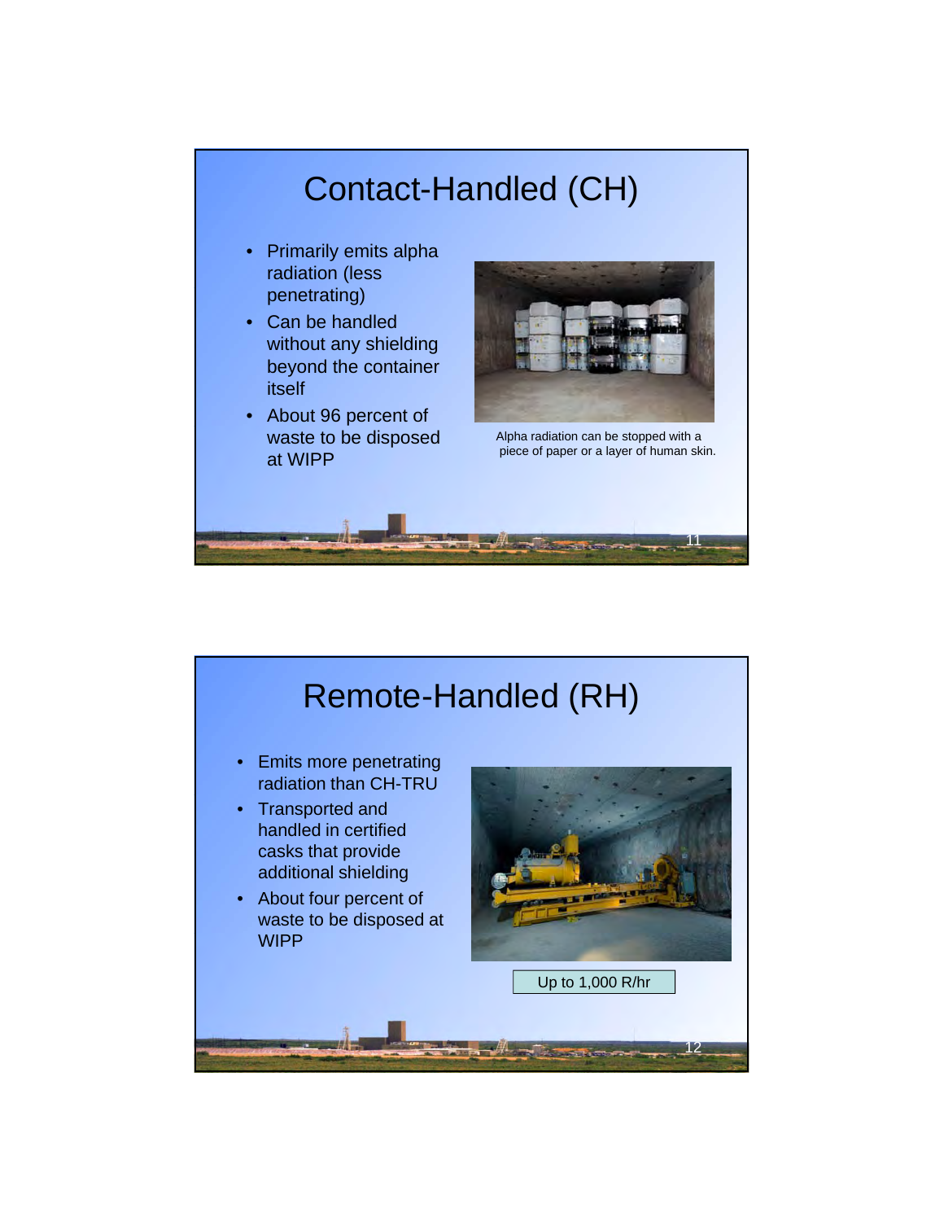# Contact-Handled (CH)

- Primarily emits alpha radiation (less penetrating)
- Can be handled without any shielding beyond the container itself
- About 96 percent of waste to be disposed at WIPP

Alpha radiation can be stopped with a piece of paper or a layer of human skin.

# Remote-Handled (RH)

- Emits more penetrating radiation than CH-TRU
- Transported and handled in certified casks that provide additional shielding
- About four percent of waste to be disposed at WIPP

Up to 1,000 R/hr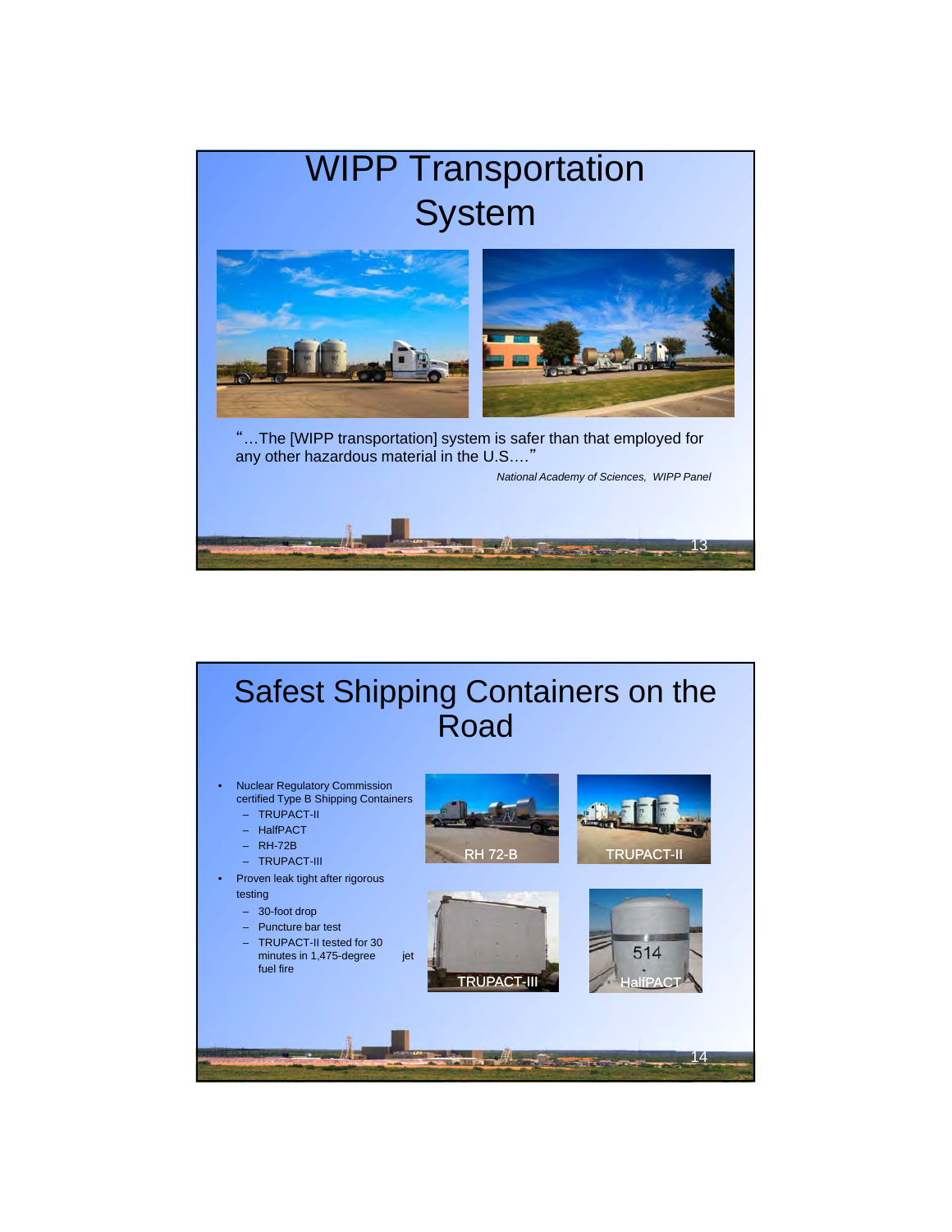# WIPP Transportation System

"…The [WIPP transportation] system is safer than that employed for any other hazardous material in the U.S.…"

*National Academy of Sciences, WIPP Panel*

# Safest Shipping Containers on the Road

- Nuclear Regulatory Commission certified Type B Shipping Containers
  - TRUPACT-II
  - HalfPACT
  - RH-72B
  - TRUPACT-III
- Proven leak tight after rigorous testing
  - 30-foot drop
  - Puncture bar test
  - TRUPACT-II tested for 30 minutes in 1,475-degree jet fuel fire

RH 72-B

TRUPACT-II

TRUPACT-III

HalfPACT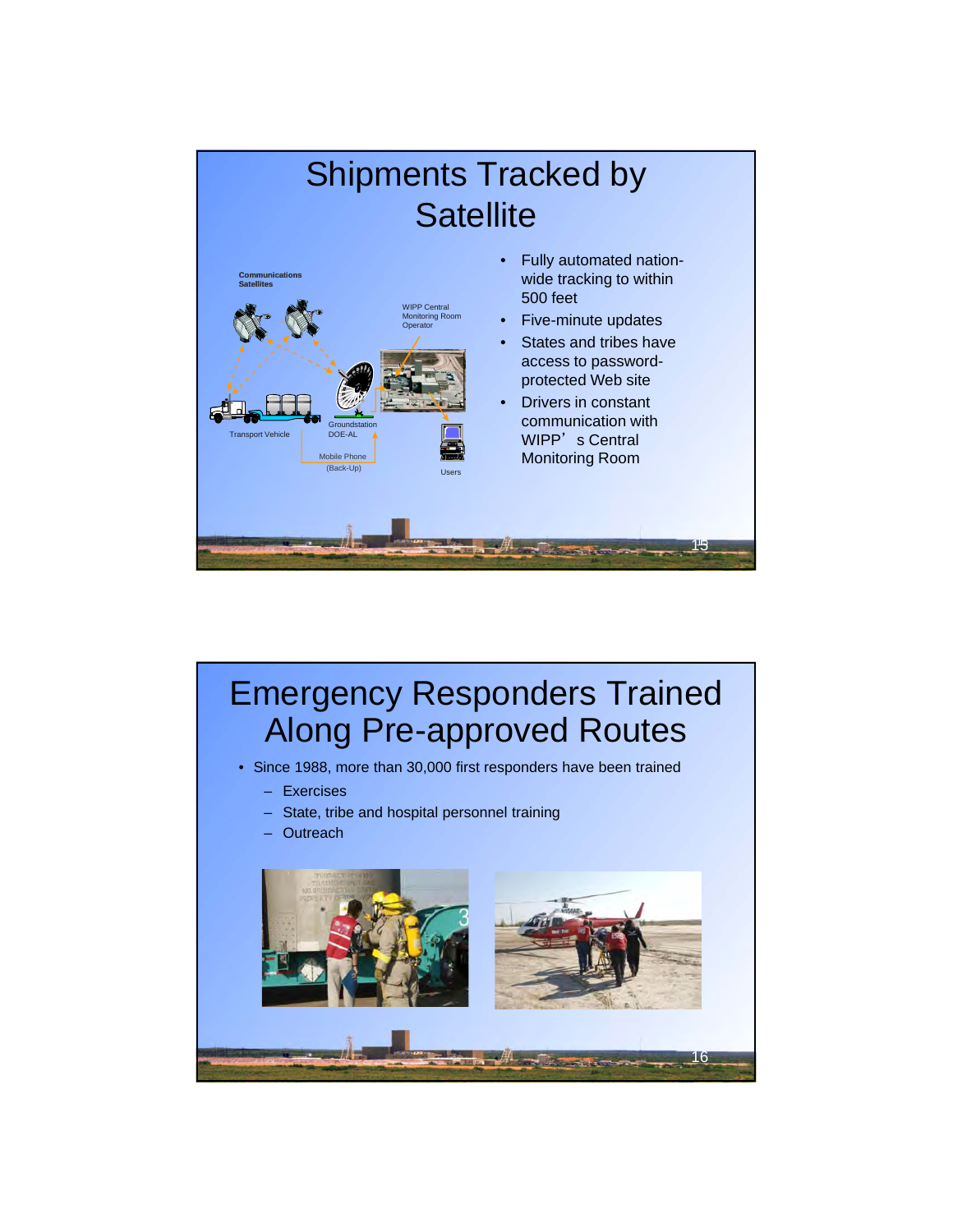# Shipments Tracked by Satellite

- Fully automated nation-wide tracking to within 500 feet
- Five-minute updates
- States and tribes have access to password-protected Web site
- Drivers in constant communication with WIPP's Central Monitoring Room

# Emergency Responders Trained Along Pre-approved Routes

- Since 1988, more than 30,000 first responders have been trained
  - Exercises
  - State, tribe and hospital personnel training
  - Outreach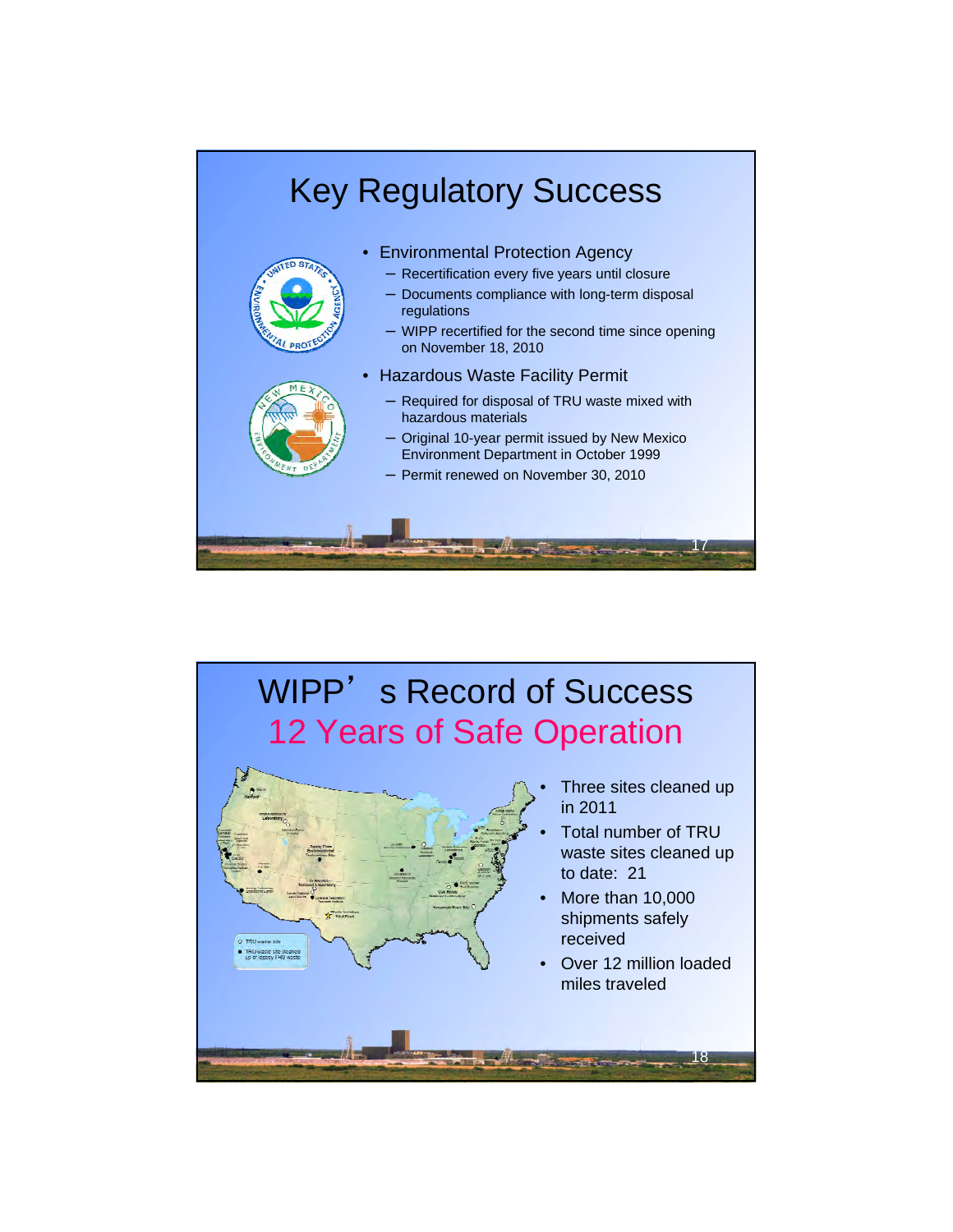# Key Regulatory Success

- Environmental Protection Agency
  - Recertification every five years until closure
  - Documents compliance with long-term disposal regulations
  - WIPP recertified for the second time since opening on November 18, 2010
- Hazardous Waste Facility Permit
  - Required for disposal of TRU waste mixed with hazardous materials
  - Original 10-year permit issued by New Mexico Environment Department in October 1999
  - Permit renewed on November 30, 2010

# WIPP's Record of Success

## 12 Years of Safe Operation

- Three sites cleaned up in 2011
- Total number of TRU waste sites cleaned up to date: 21
- More than 10,000 shipments safely received
- Over 12 million loaded miles traveled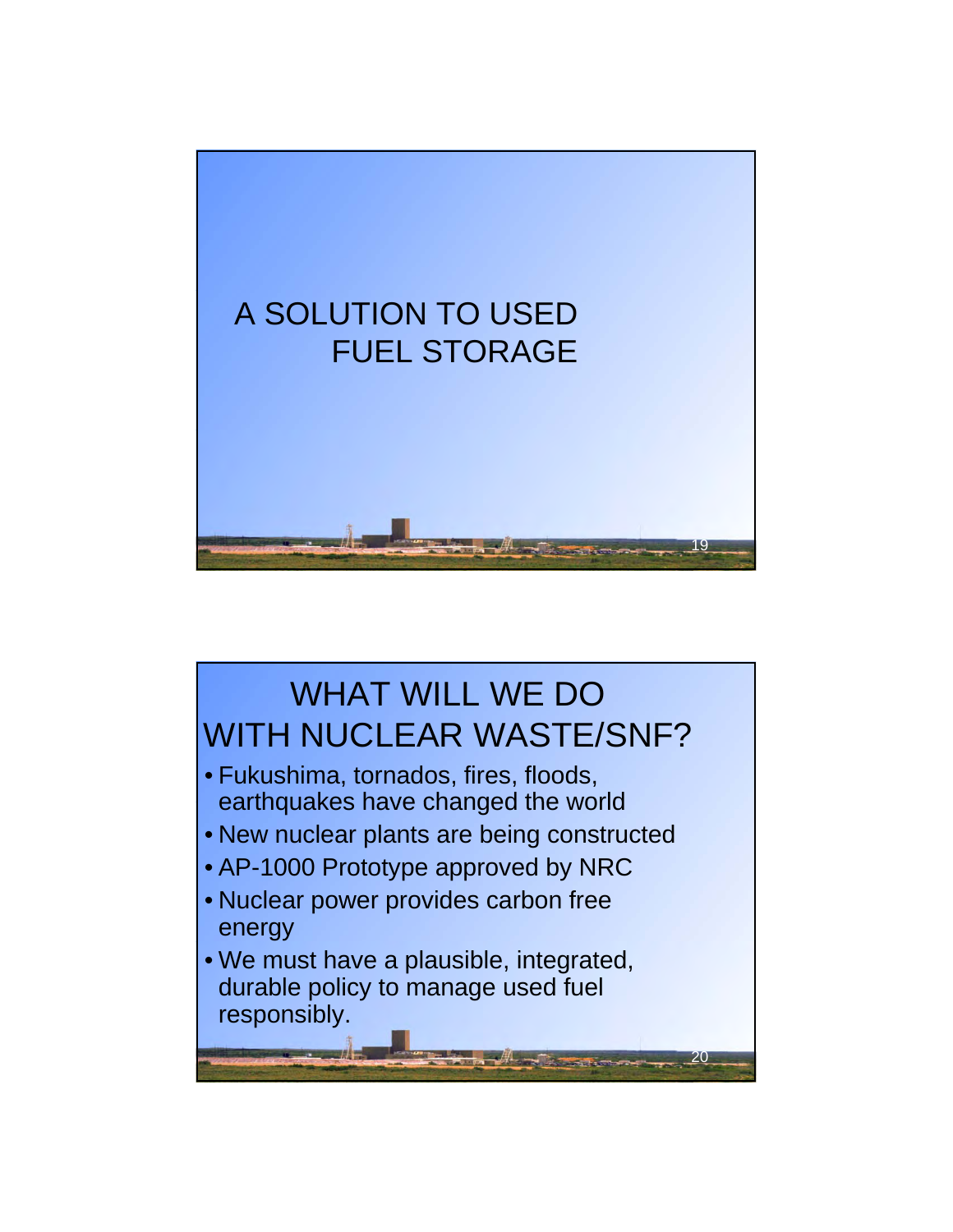# A SOLUTION TO USED FUEL STORAGE

# WHAT WILL WE DO WITH NUCLEAR WASTE/SNF?

- Fukushima, tornados, fires, floods, earthquakes have changed the world
- New nuclear plants are being constructed
- AP-1000 Prototype approved by NRC
- Nuclear power provides carbon free energy
- We must have a plausible, integrated, durable policy to manage used fuel responsibly.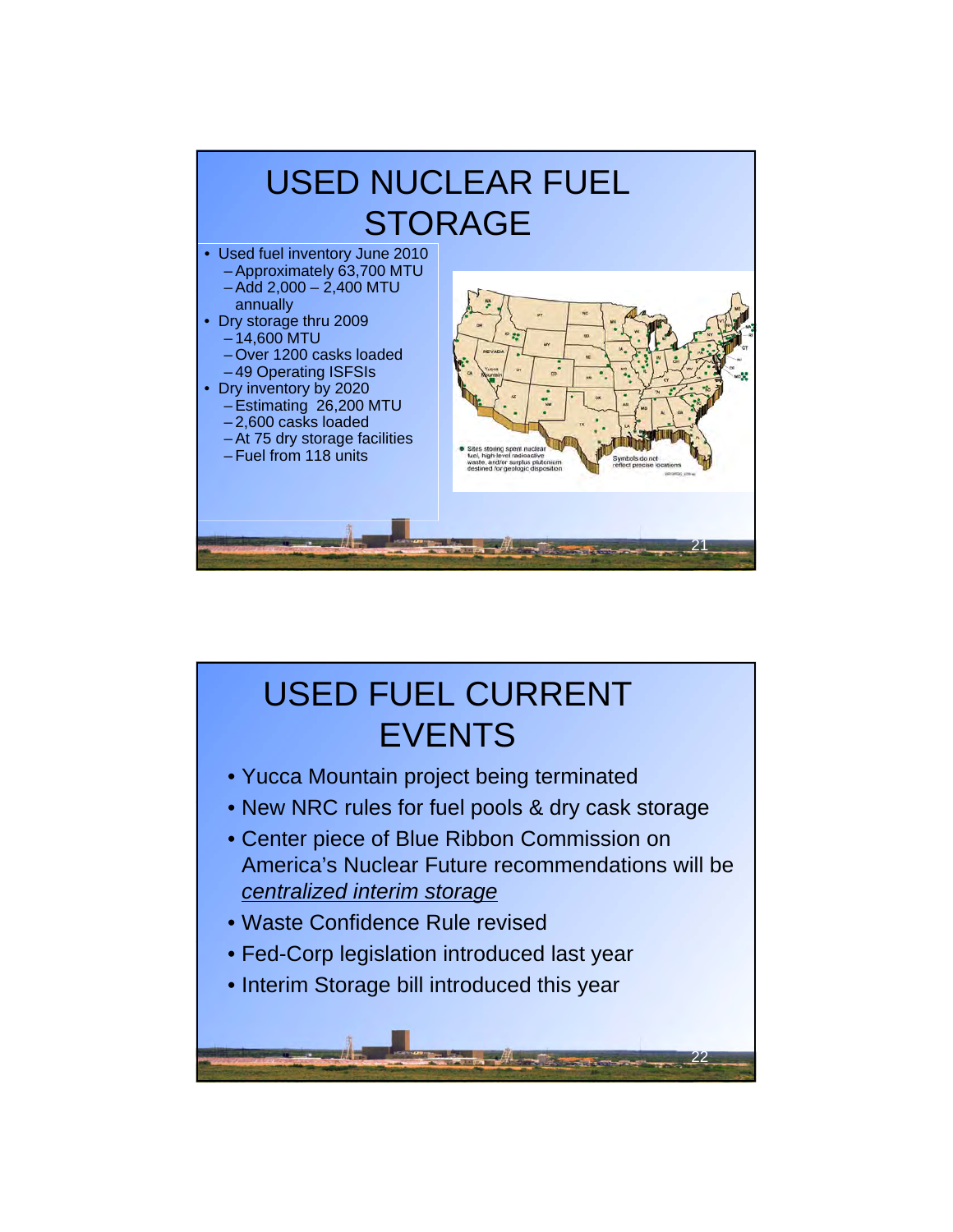# USED NUCLEAR FUEL STORAGE

- Used fuel inventory June 2010
  - Approximately 63,700 MTU
  - Add 2,000 – 2,400 MTU annually
- Dry storage thru 2009
  - 14,600 MTU
  - Over 1200 casks loaded
  - 49 Operating ISFSIs
- Dry inventory by 2020
  - Estimating 26,200 MTU
  - 2,600 casks loaded
  - At 75 dry storage facilities
  - Fuel from 118 units

Sites storing spent nuclear fuel, high-level radioactive waste, and/or surplus plutonium destined for geologic disposition

Symbols do not reflect precise locations

# USED FUEL CURRENT EVENTS

- Yucca Mountain project being terminated
- New NRC rules for fuel pools & dry cask storage
- Center piece of Blue Ribbon Commission on America's Nuclear Future recommendations will be *centralized interim storage*
- Waste Confidence Rule revised
- Fed-Corp legislation introduced last year
- Interim Storage bill introduced this year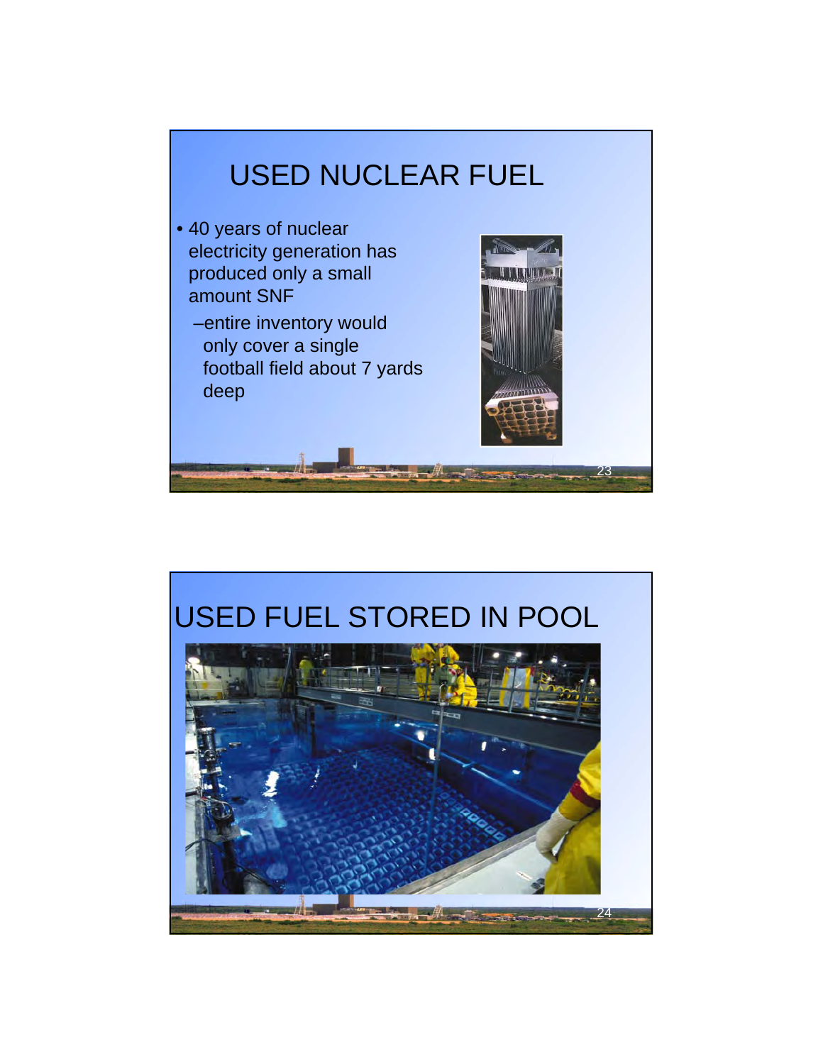# USED NUCLEAR FUEL

- 40 years of nuclear electricity generation has produced only a small amount SNF
  - entire inventory would only cover a single football field about 7 yards deep

# USED FUEL STORED IN POOL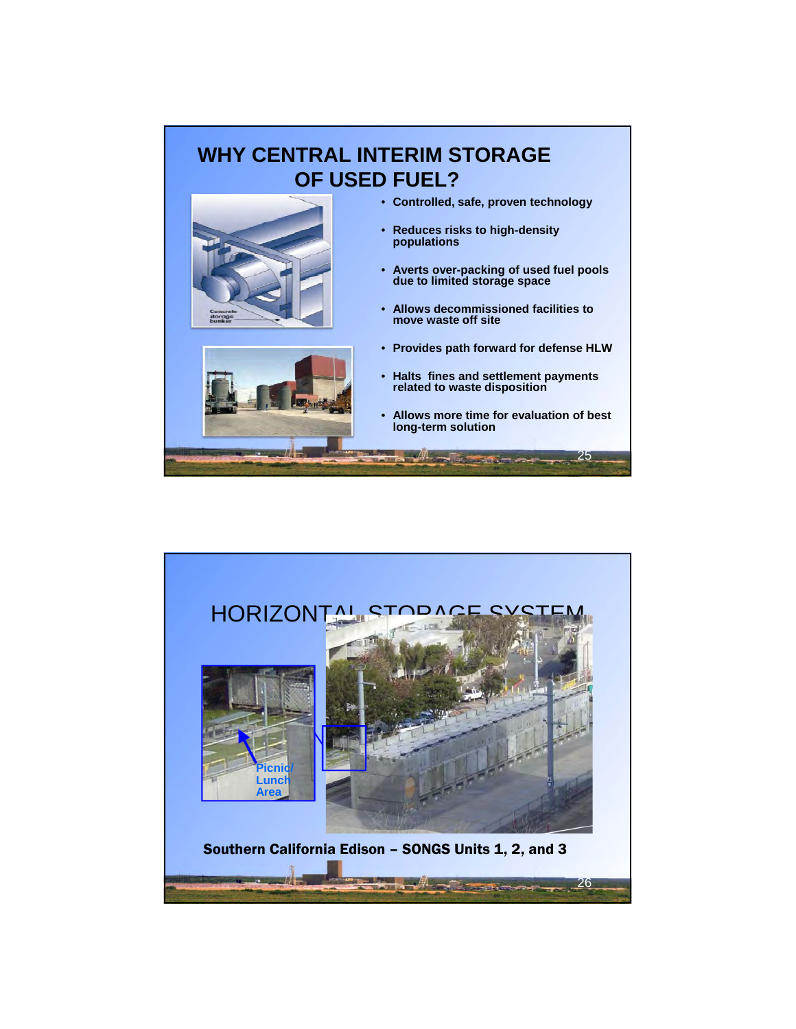# WHY CENTRAL INTERIM STORAGE OF USED FUEL?

Concrete storage bunker

- Controlled, safe, proven technology
- Reduces risks to high-density populations
- Averts over-packing of used fuel pools due to limited storage space
- Allows decommissioned facilities to move waste off site
- Provides path forward for defense HLW
- Halts fines and settlement payments related to waste disposition
- Allows more time for evaluation of best long-term solution

# HORIZONTAL STORAGE SYSTEM

Picnic/ Lunch Area

**Southern California Edison – SONGS Units 1, 2, and 3**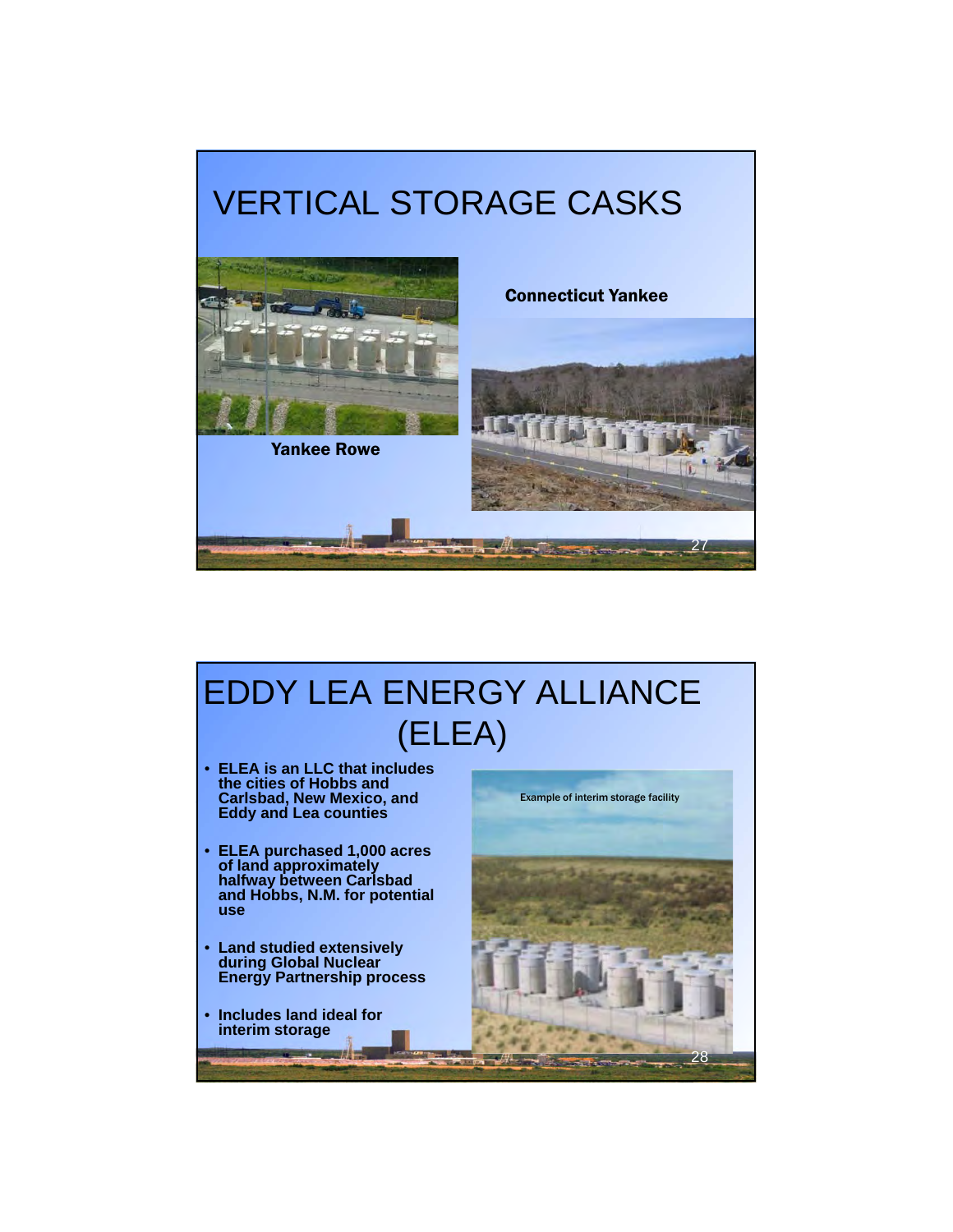# VERTICAL STORAGE CASKS

Connecticut Yankee

Yankee Rowe

# EDDY LEA ENERGY ALLIANCE (ELEA)

- ELEA is an LLC that includes the cities of Hobbs and Carlsbad, New Mexico, and Eddy and Lea counties
- ELEA purchased 1,000 acres of land approximately halfway between Carlsbad and Hobbs, N.M. for potential use
- Land studied extensively during Global Nuclear Energy Partnership process
- Includes land ideal for interim storage

Example of interim storage facility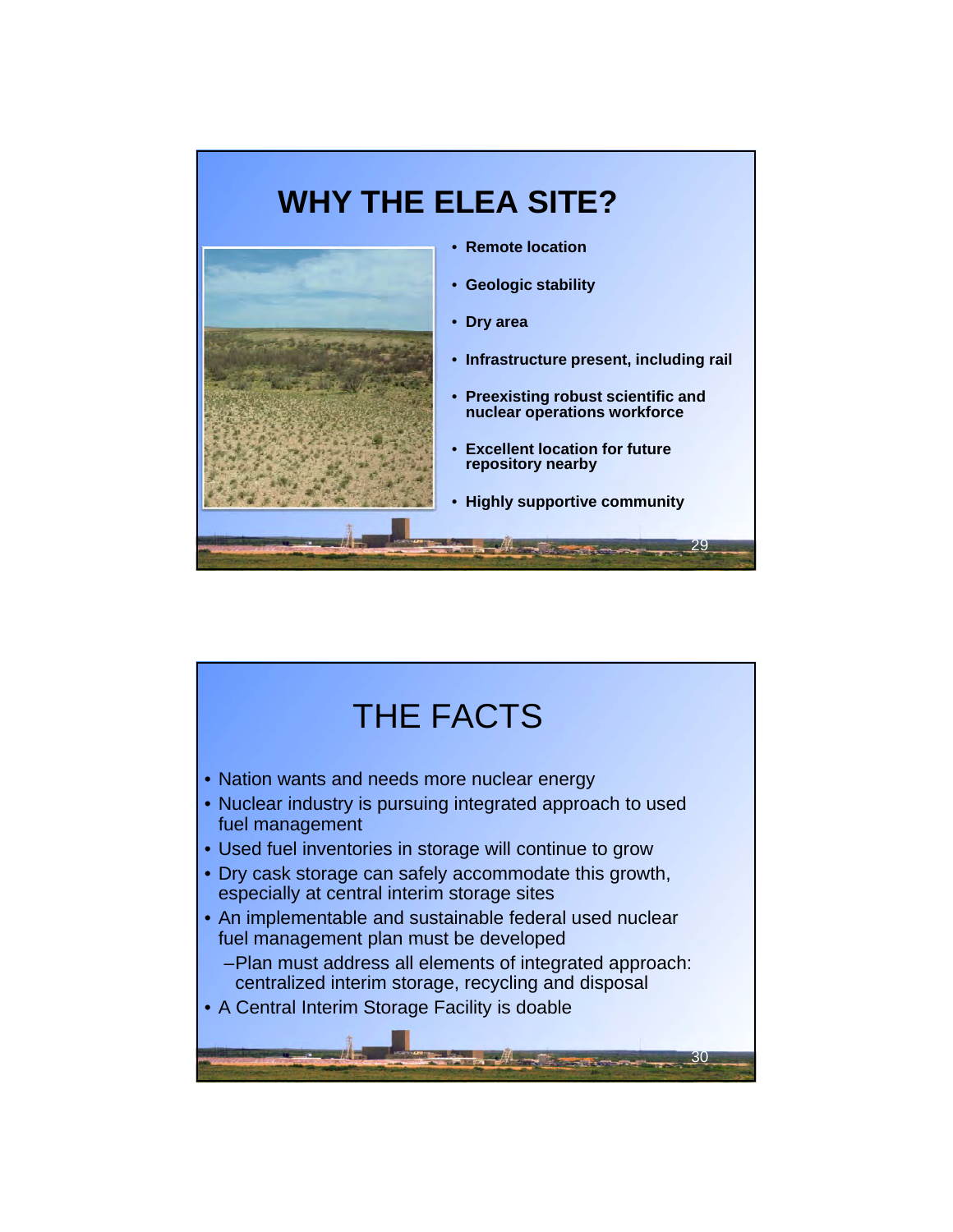# WHY THE ELEA SITE?

- **Remote location**
- **Geologic stability**
- **Dry area**
- **Infrastructure present, including rail**
- **Preexisting robust scientific and nuclear operations workforce**
- **Excellent location for future repository nearby**
- **Highly supportive community**

# THE FACTS

- Nation wants and needs more nuclear energy
- Nuclear industry is pursuing integrated approach to used fuel management
- Used fuel inventories in storage will continue to grow
- Dry cask storage can safely accommodate this growth, especially at central interim storage sites
- An implementable and sustainable federal used nuclear fuel management plan must be developed
  - Plan must address all elements of integrated approach: centralized interim storage, recycling and disposal
- A Central Interim Storage Facility is doable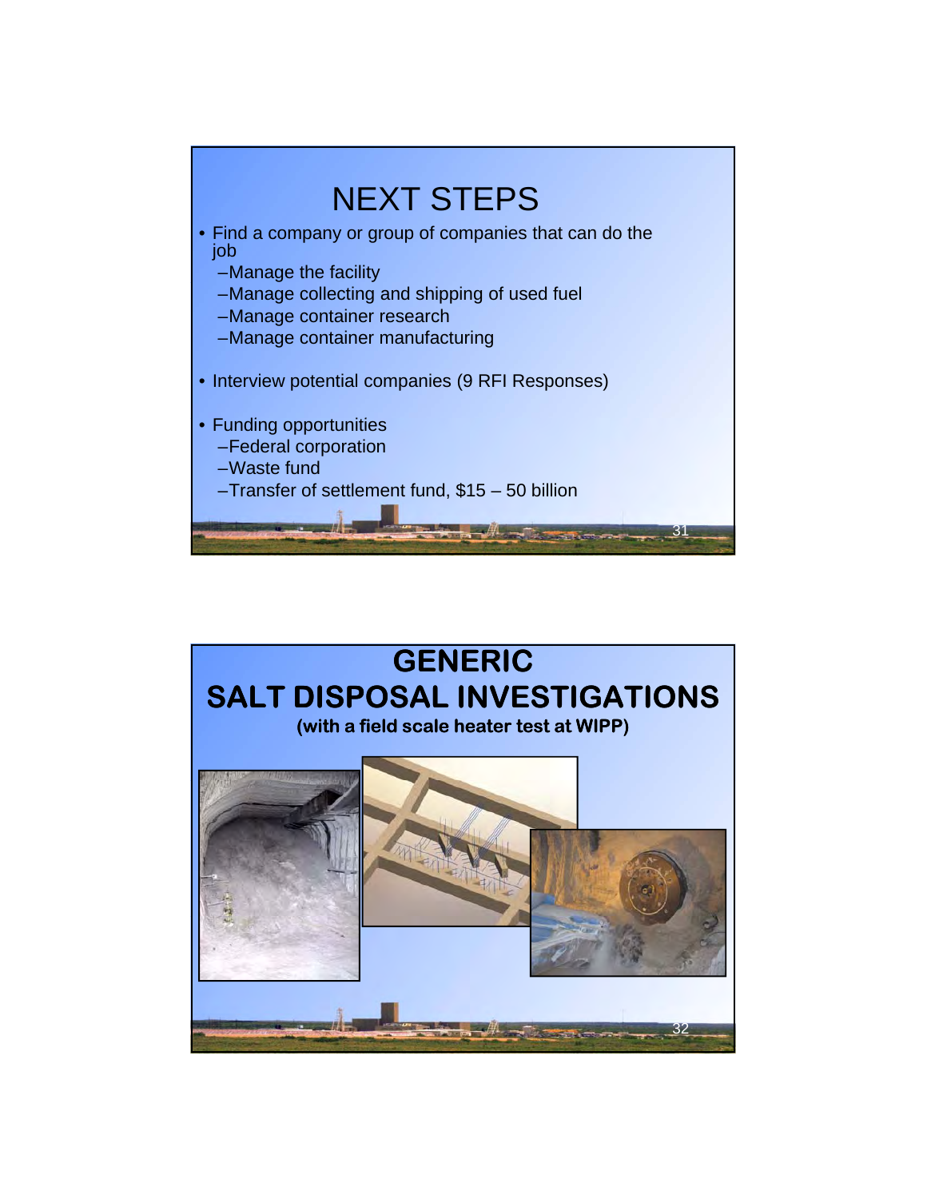# NEXT STEPS

- Find a company or group of companies that can do the job
  - Manage the facility
  - Manage collecting and shipping of used fuel
  - Manage container research
  - Manage container manufacturing
- Interview potential companies (9 RFI Responses)
- Funding opportunities
  - Federal corporation
  - Waste fund
  - Transfer of settlement fund, \$15 – 50 billion

# GENERIC SALT DISPOSAL INVESTIGATIONS

**(with a field scale heater test at WIPP)**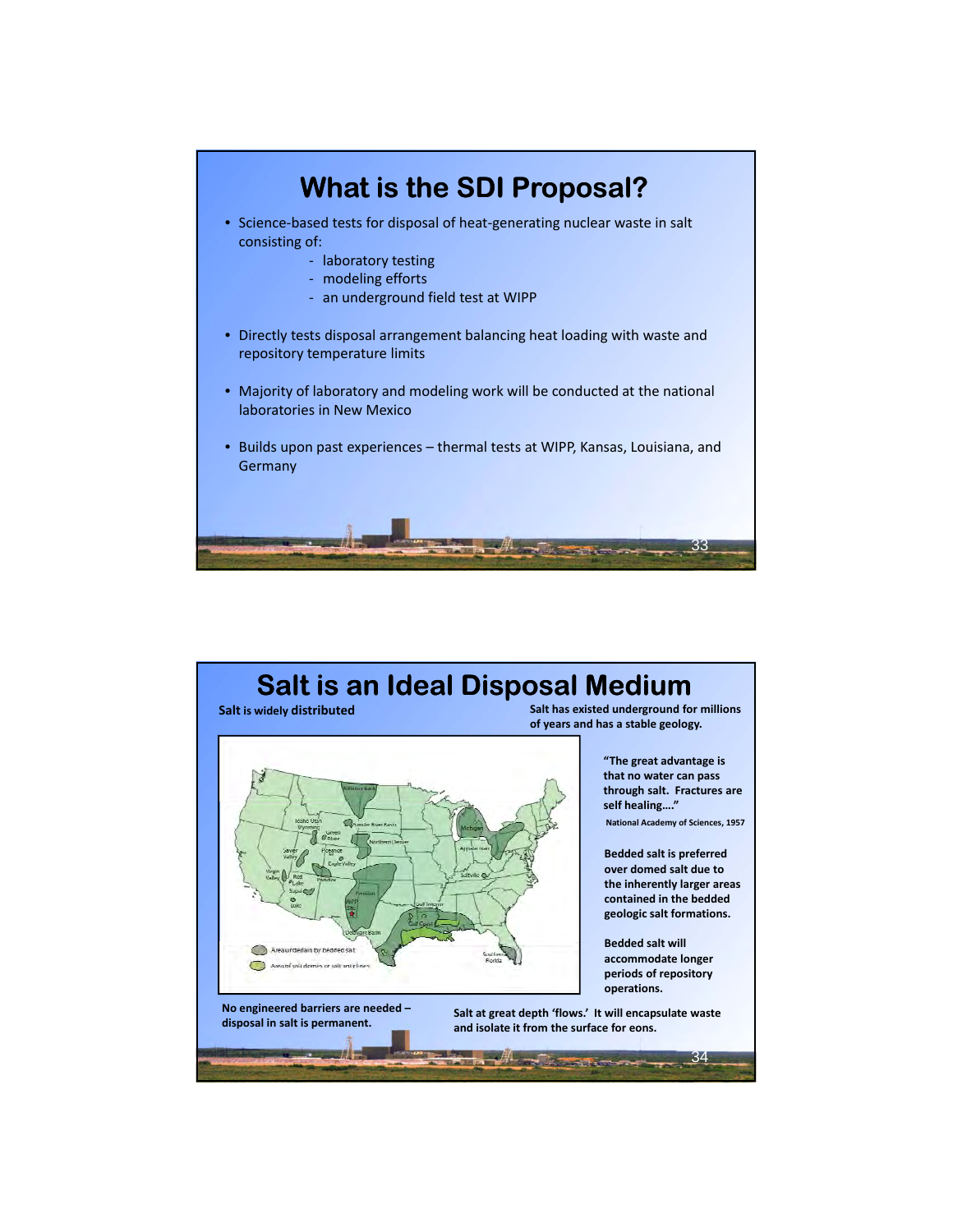# What is the SDI Proposal?

- Science-based tests for disposal of heat-generating nuclear waste in salt consisting of:
  - laboratory testing
  - modeling efforts
  - an underground field test at WIPP
- Directly tests disposal arrangement balancing heat loading with waste and repository temperature limits
- Majority of laboratory and modeling work will be conducted at the national laboratories in New Mexico
- Builds upon past experiences – thermal tests at WIPP, Kansas, Louisiana, and Germany

# Salt is an Ideal Disposal Medium

**Salt is widely distributed**

**Salt has existed underground for millions of years and has a stable geology.**

**"The great advantage is that no water can pass through salt. Fractures are self healing…."**

**National Academy of Sciences, 1957**

**Bedded salt is preferred over domed salt due to the inherently larger areas contained in the bedded geologic salt formations.**

**Bedded salt will accommodate longer periods of repository operations.**

**No engineered barriers are needed – disposal in salt is permanent.**

**Salt at great depth 'flows.' It will encapsulate waste and isolate it from the surface for eons.**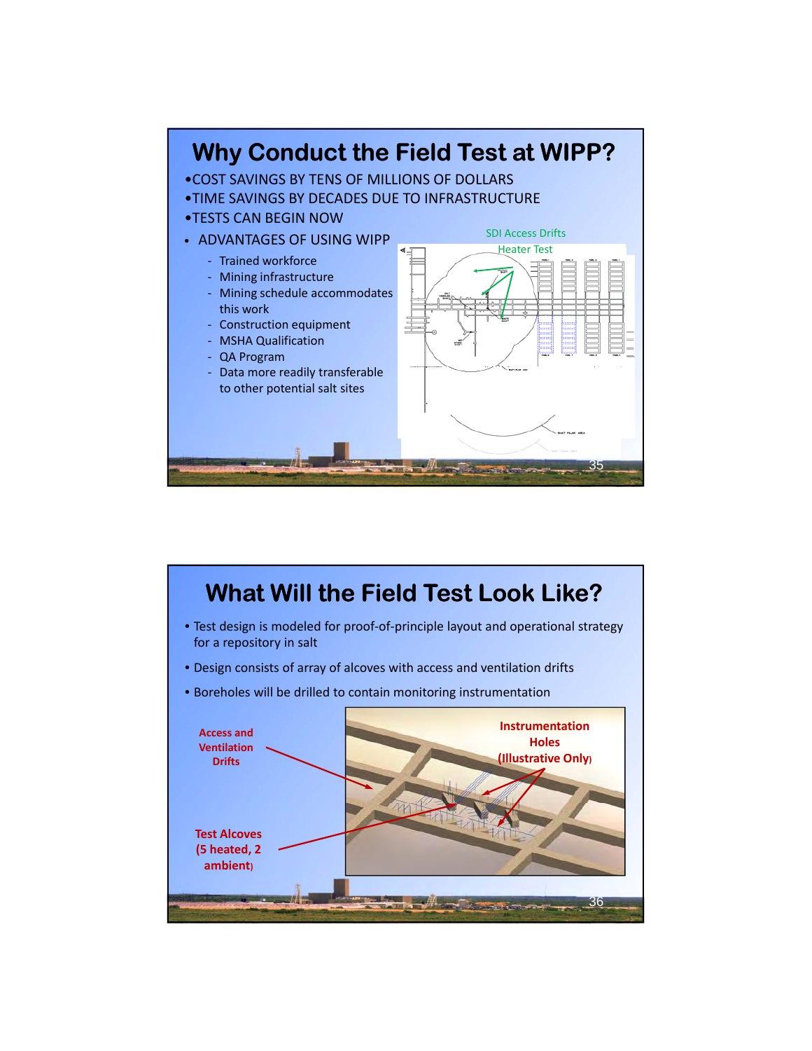# Why Conduct the Field Test at WIPP?

- COST SAVINGS BY TENS OF MILLIONS OF DOLLARS
- TIME SAVINGS BY DECADES DUE TO INFRASTRUCTURE
- TESTS CAN BEGIN NOW
- ADVANTAGES OF USING WIPP
  - Trained workforce
  - Mining infrastructure
  - Mining schedule accommodates this work
  - Construction equipment
  - MSHA Qualification
  - QA Program
  - Data more readily transferable to other potential salt sites

SDI Access Drifts

Heater Test

# What Will the Field Test Look Like?

- Test design is modeled for proof-of-principle layout and operational strategy for a repository in salt
- Design consists of array of alcoves with access and ventilation drifts
- Boreholes will be drilled to contain monitoring instrumentation

Access and Ventilation Drifts

Test Alcoves (5 heated, 2 ambient)

Instrumentation Holes (Illustrative Only)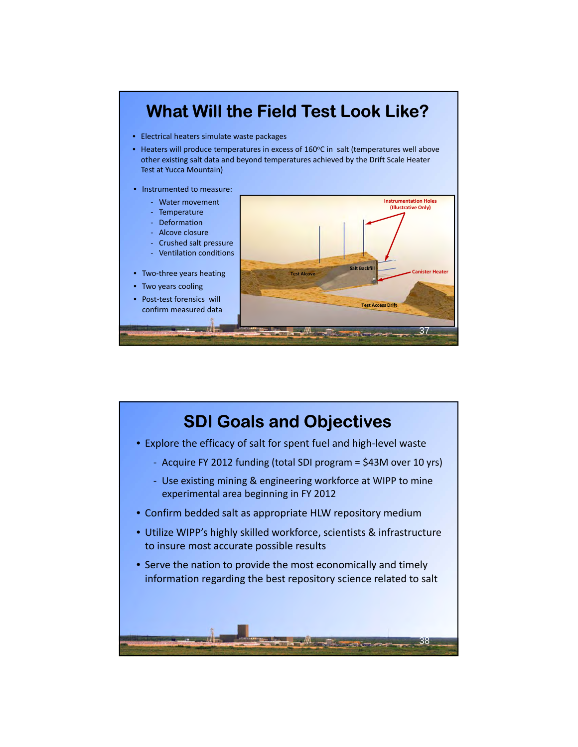# What Will the Field Test Look Like?

- Electrical heaters simulate waste packages
- Heaters will produce temperatures in excess of 160°C in salt (temperatures well above other existing salt data and beyond temperatures achieved by the Drift Scale Heater Test at Yucca Mountain)
- Instrumented to measure:
  - Water movement
  - Temperature
  - Deformation
  - Alcove closure
  - Crushed salt pressure
  - Ventilation conditions
- Two-three years heating
- Two years cooling
- Post-test forensics will confirm measured data

Instrumentation Holes (Illustrative Only)

Test Alcove

Salt Backfill

Canister Heater

Test Access Drift

# SDI Goals and Objectives

- Explore the efficacy of salt for spent fuel and high-level waste
  - Acquire FY 2012 funding (total SDI program = $43M over 10 yrs)
  - Use existing mining & engineering workforce at WIPP to mine experimental area beginning in FY 2012
- Confirm bedded salt as appropriate HLW repository medium
- Utilize WIPP's highly skilled workforce, scientists & infrastructure to insure most accurate possible results
- Serve the nation to provide the most economically and timely information regarding the best repository science related to salt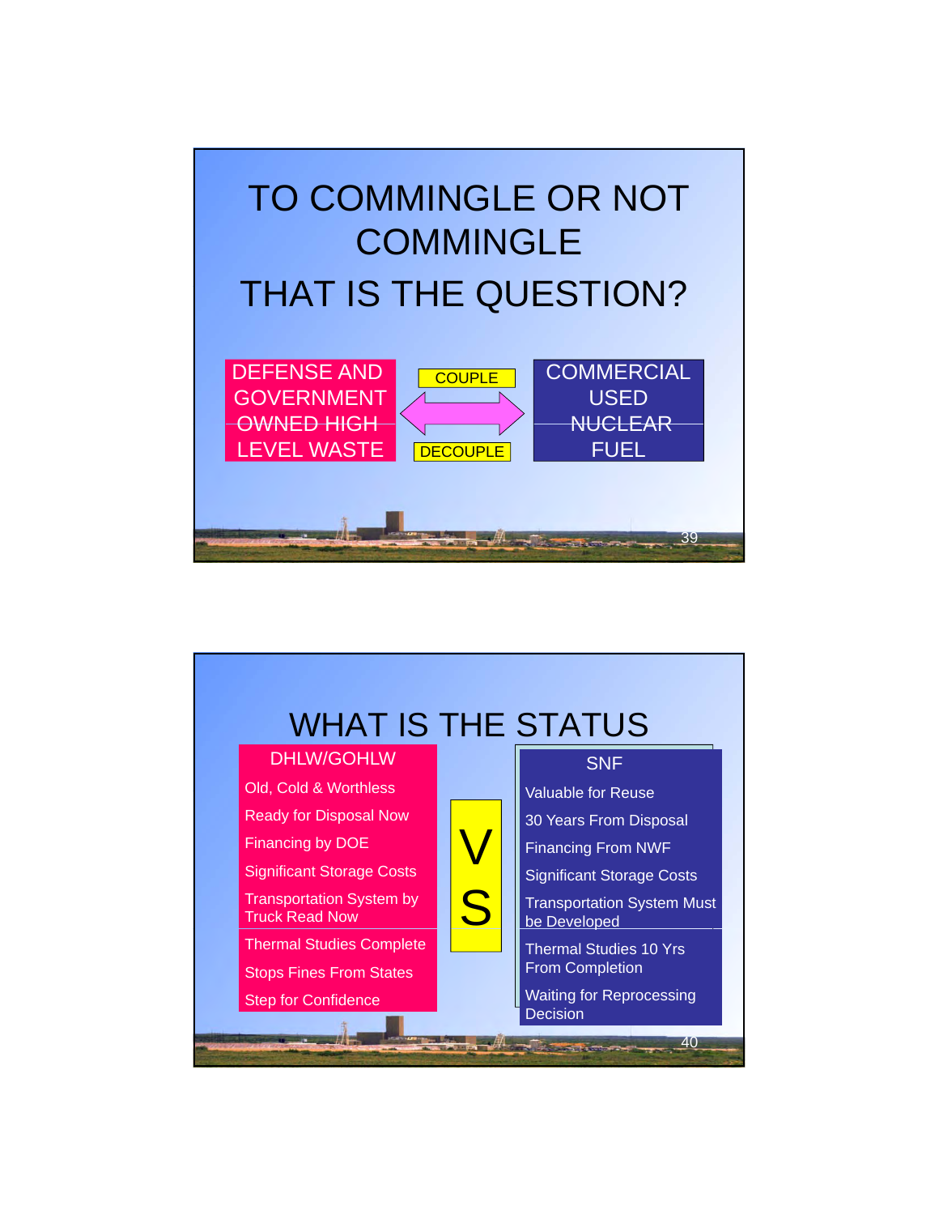# TO COMMINGLE OR NOT COMMINGLE

# THAT IS THE QUESTION?

DEFENSE AND GOVERNMENT OWNED HIGH LEVEL WASTE

COUPLE

DECOUPLE

COMMERCIAL USED NUCLEAR FUEL

# WHAT IS THE STATUS

| DHLW/GOHLW | VS | SNF |
|---|---|---|
| Old, Cold & Worthless | | Valuable for Reuse |
| Ready for Disposal Now | | 30 Years From Disposal |
| Financing by DOE | | Financing From NWF |
| Significant Storage Costs | | Significant Storage Costs |
| Transportation System by Truck Read Now | | Transportation System Must be Developed |
| Thermal Studies Complete | | Thermal Studies 10 Yrs From Completion |
| Stops Fines From States | | Waiting for Reprocessing Decision |
| Step for Confidence | | |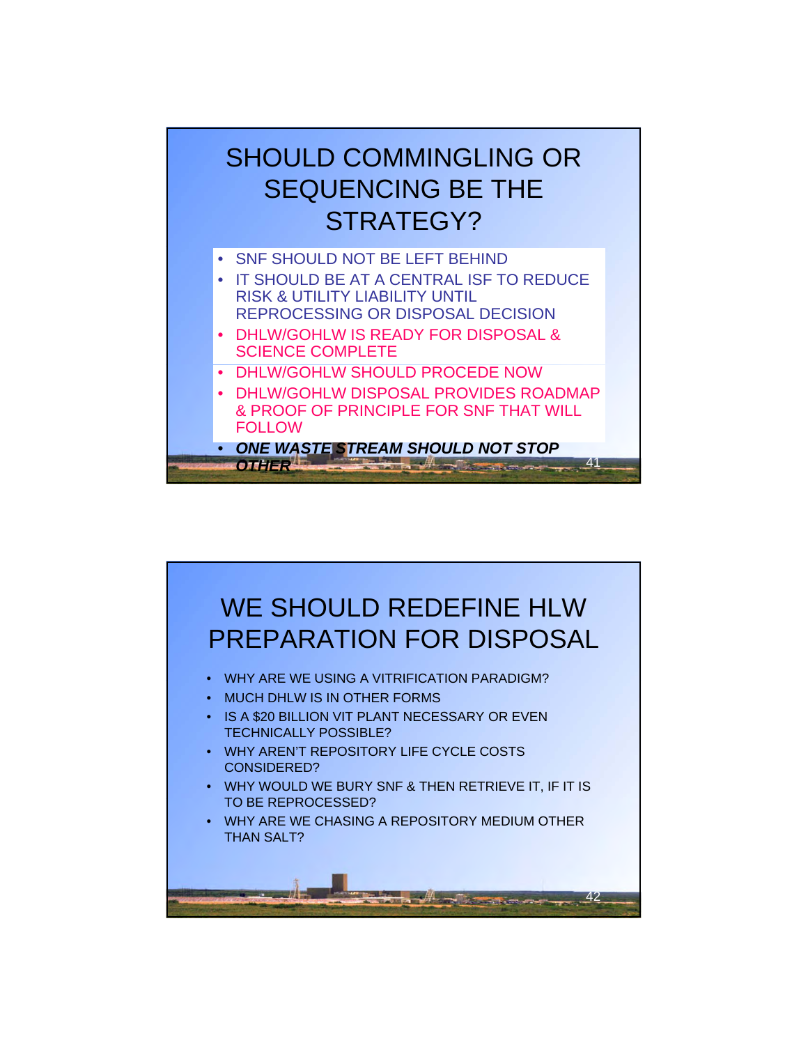# SHOULD COMMINGLING OR SEQUENCING BE THE STRATEGY?

- SNF SHOULD NOT BE LEFT BEHIND
- IT SHOULD BE AT A CENTRAL ISF TO REDUCE RISK & UTILITY LIABILITY UNTIL REPROCESSING OR DISPOSAL DECISION
- DHLW/GOHLW IS READY FOR DISPOSAL & SCIENCE COMPLETE
- DHLW/GOHLW SHOULD PROCEDE NOW
- DHLW/GOHLW DISPOSAL PROVIDES ROADMAP & PROOF OF PRINCIPLE FOR SNF THAT WILL FOLLOW
- ***ONE WASTE STREAM SHOULD NOT STOP OTHER***

# WE SHOULD REDEFINE HLW PREPARATION FOR DISPOSAL

- WHY ARE WE USING A VITRIFICATION PARADIGM?
- MUCH DHLW IS IN OTHER FORMS
- IS A $20 BILLION VIT PLANT NECESSARY OR EVEN TECHNICALLY POSSIBLE?
- WHY AREN'T REPOSITORY LIFE CYCLE COSTS CONSIDERED?
- WHY WOULD WE BURY SNF & THEN RETRIEVE IT, IF IT IS TO BE REPROCESSED?
- WHY ARE WE CHASING A REPOSITORY MEDIUM OTHER THAN SALT?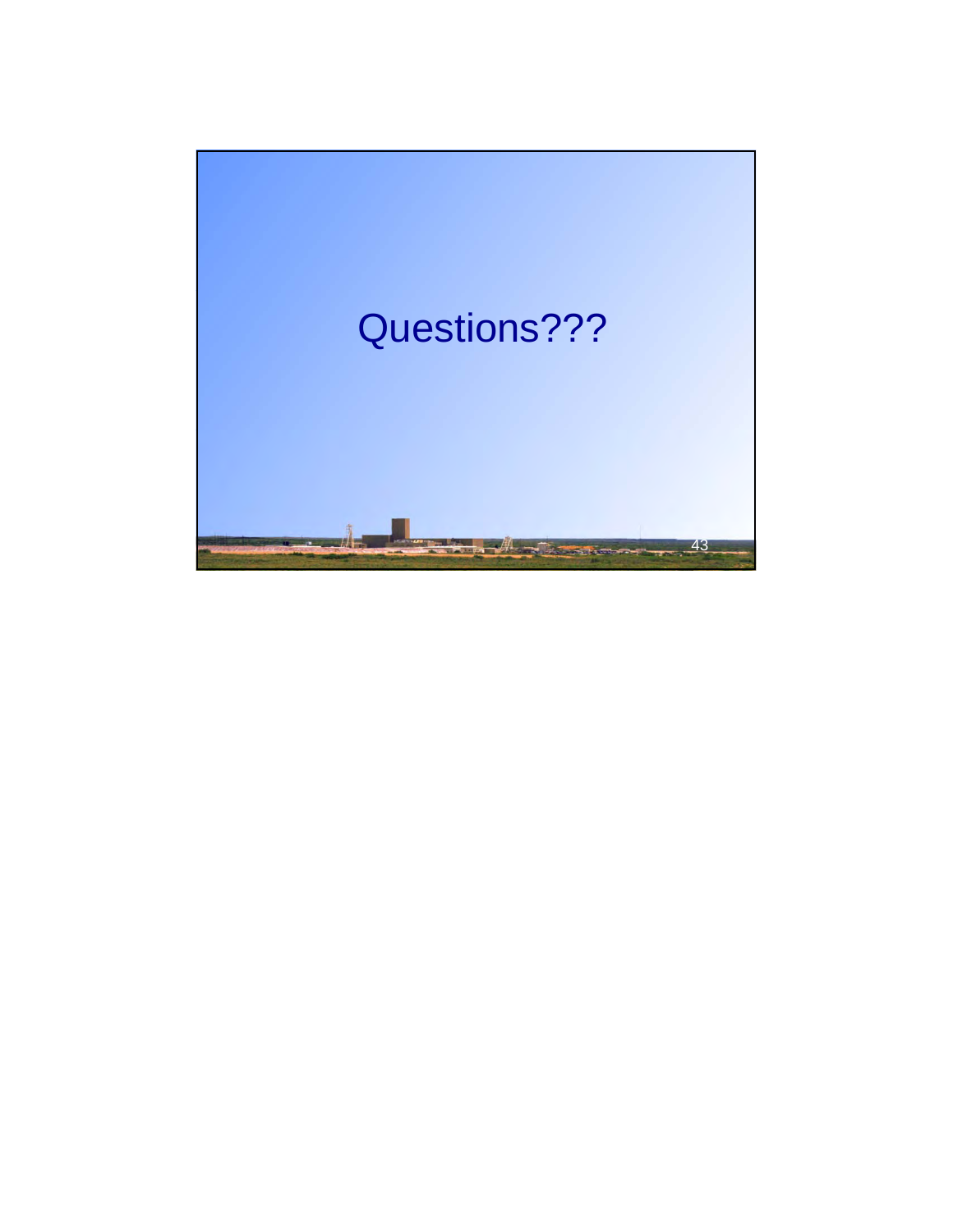Questions???